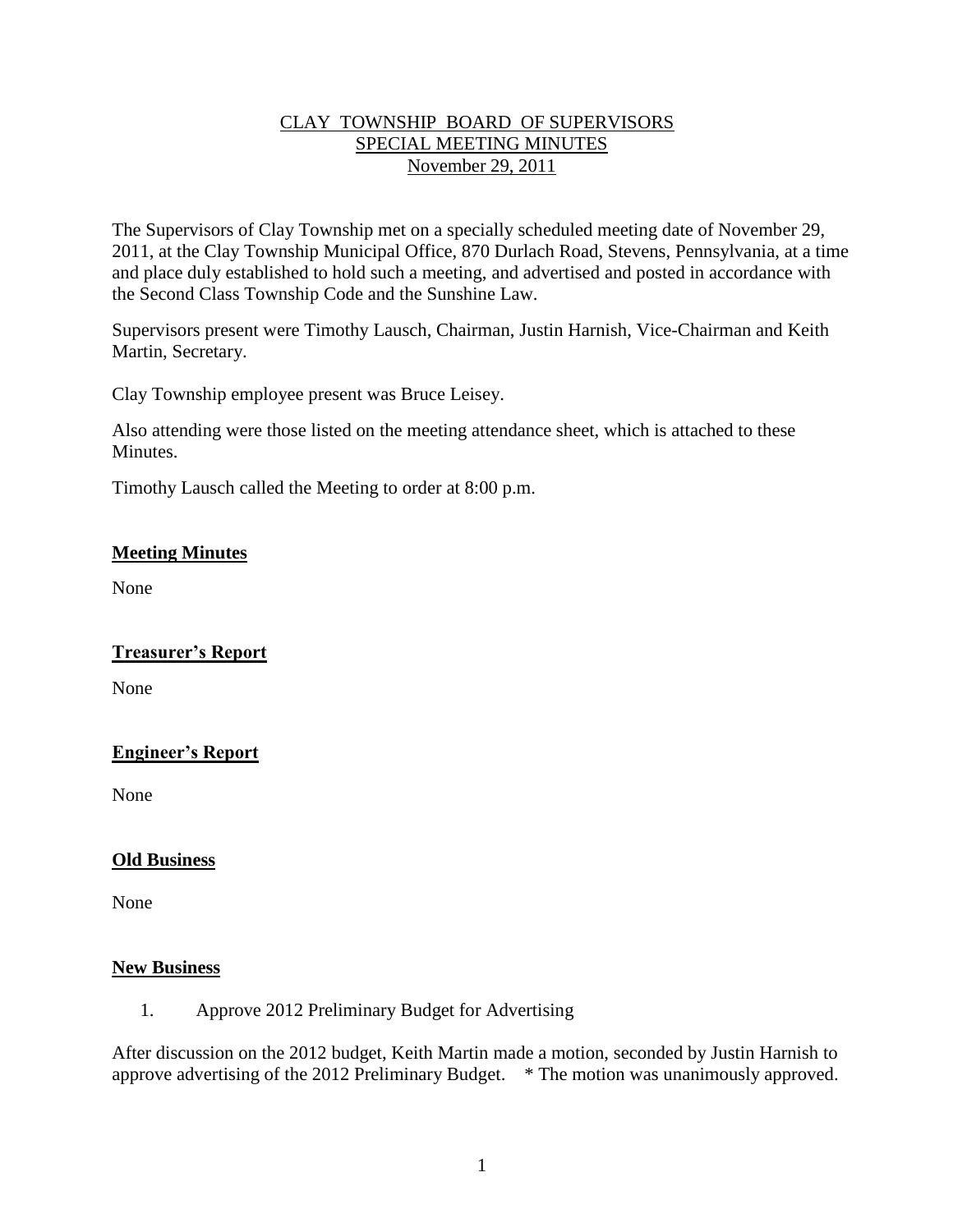# CLAY TOWNSHIP BOARD OF SUPERVISORS
# SPECIAL MEETING MINUTES
# November 29, 2011

The Supervisors of Clay Township met on a specially scheduled meeting date of November 29, 2011, at the Clay Township Municipal Office, 870 Durlach Road, Stevens, Pennsylvania, at a time and place duly established to hold such a meeting, and advertised and posted in accordance with the Second Class Township Code and the Sunshine Law.

Supervisors present were Timothy Lausch, Chairman, Justin Harnish, Vice-Chairman and Keith Martin, Secretary.

Clay Township employee present was Bruce Leisey.

Also attending were those listed on the meeting attendance sheet, which is attached to these Minutes.

Timothy Lausch called the Meeting to order at 8:00 p.m.

## Meeting Minutes

None

## Treasurer's Report

None

## Engineer's Report

None

## Old Business

None

## New Business

1. Approve 2012 Preliminary Budget for Advertising

After discussion on the 2012 budget, Keith Martin made a motion, seconded by Justin Harnish to approve advertising of the 2012 Preliminary Budget. * The motion was unanimously approved.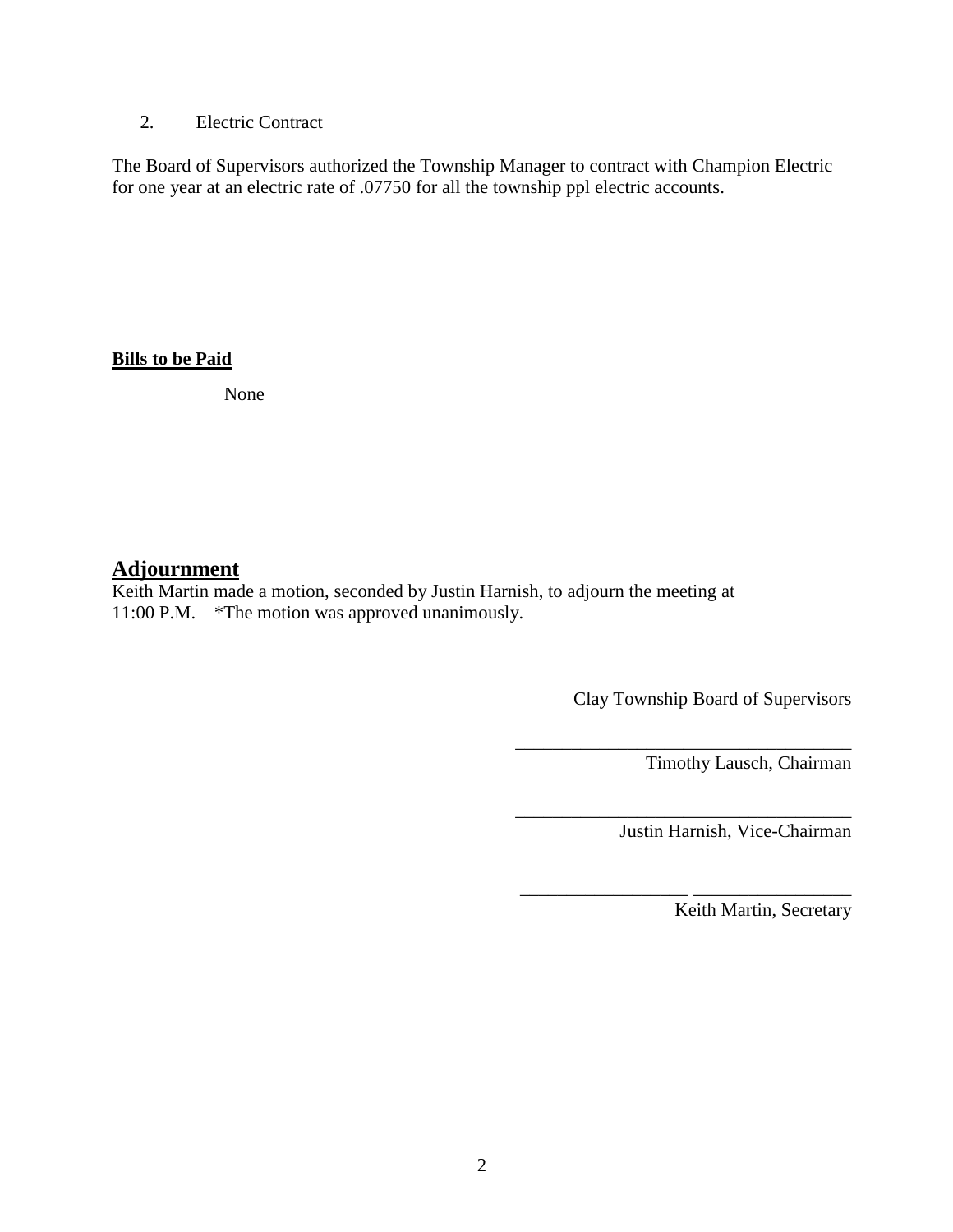2. Electric Contract

The Board of Supervisors authorized the Township Manager to contract with Champion Electric for one year at an electric rate of .07750 for all the township ppl electric accounts.

**Bills to be Paid**

None

## Adjournment

Keith Martin made a motion, seconded by Justin Harnish, to adjourn the meeting at 11:00 P.M. *The motion was approved unanimously.

Clay Township Board of Supervisors

_____________________________________
Timothy Lausch, Chairman

_____________________________________
Justin Harnish, Vice-Chairman

__________________ ________________
Keith Martin, Secretary